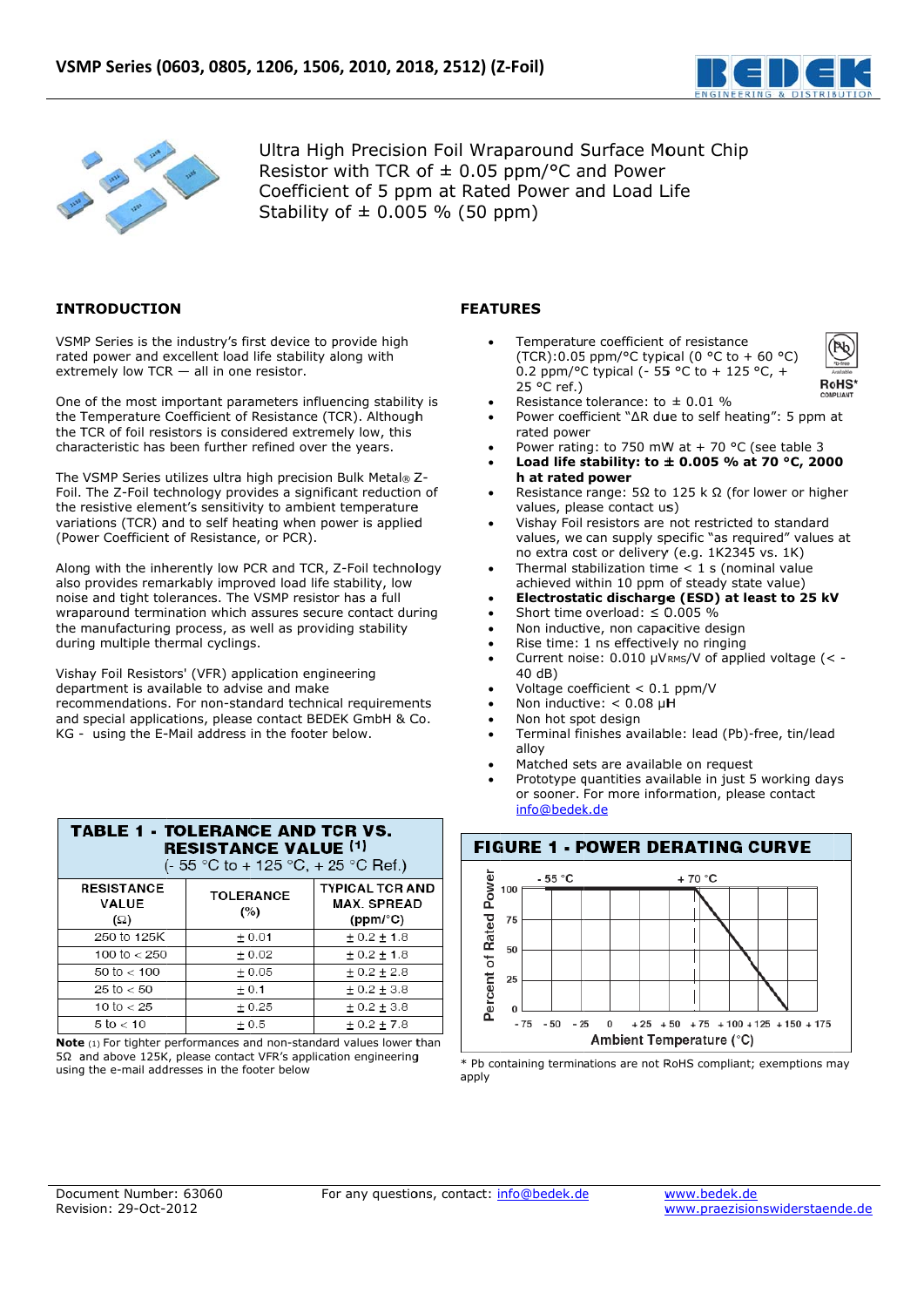# VSMP Series (0603, 0805, 1206, 1506, 2010, 2018, 2512) (Z-Foil)

Ultra High Precision Foil Wraparound Surface Mount Chip Resistor with TCR of ± 0.05 ppm/°C and Power Coefficient of 5 ppm at Rated Power and Load Life Stability of ± 0.005 % (50 ppm)

## INTRODUCTION

VSMP Series is the industry's first device to provide high rated power and excellent load life stability along with extremely low TCR — all in one resistor.

One of the most important parameters influencing stability is the Temperature Coefficient of Resistance (TCR). Although the TCR of foil resistors is considered extremely low, this characteristic has been further refined over the years.

The VSMP Series utilizes ultra high precision Bulk Metal® Z-Foil. The Z-Foil technology provides a significant reduction of the resistive element's sensitivity to ambient temperature variations (TCR) and to self heating when power is applied (Power Coefficient of Resistance, or PCR).

Along with the inherently low PCR and TCR, Z-Foil technology also provides remarkably improved load life stability, low noise and tight tolerances. The VSMP resistor has a full wraparound termination which assures secure contact during the manufacturing process, as well as providing stability during multiple thermal cyclings.

Vishay Foil Resistors' (VFR) application engineering department is available to advise and make recommendations. For non-standard technical requirements and special applications, please contact BEDEK GmbH & Co. KG - using the E-Mail address in the footer below.

## FEATURES

- Temperature coefficient of resistance (TCR):0.05 ppm/°C typical (0 °C to + 60 °C) 0.2 ppm/°C typical (- 55 °C to + 125 °C, + 25 °C ref.)
- Resistance tolerance: to ± 0.01 %
- Power coefficient "ΔR due to self heating": 5 ppm at rated power
- Power rating: to 750 mW at + 70 °C (see table 3
- **Load life stability: to ± 0.005 % at 70 °C, 2000 h at rated power**
- Resistance range: 5Ω to 125 k Ω (for lower or higher values, please contact us)
- Vishay Foil resistors are not restricted to standard values, we can supply specific "as required" values at no extra cost or delivery (e.g. 1K2345 vs. 1K)
- Thermal stabilization time < 1 s (nominal value achieved within 10 ppm of steady state value)
- **Electrostatic discharge (ESD) at least to 25 kV**
- Short time overload: ≤ 0.005 %
- Non inductive, non capacitive design
- Rise time: 1 ns effectively no ringing
- Current noise: 0.010 μV$_{RMS}$/V of applied voltage (< - 40 dB)
- Voltage coefficient < 0.1 ppm/V
- Non inductive: < 0.08 μH
- Non hot spot design
- Terminal finishes available: lead (Pb)-free, tin/lead alloy
- Matched sets are available on request
- Prototype quantities available in just 5 working days or sooner. For more information, please contact info@bedek.de

**TABLE 1 - TOLERANCE AND TCR VS. RESISTANCE VALUE (1)**
(- 55 °C to + 125 °C, + 25 °C Ref.)

| RESISTANCE VALUE (Ω) | TOLERANCE (%) | TYPICAL TCR AND MAX. SPREAD (ppm/°C) |
|---|---|---|
| 250 to 125K | ± 0.01 | ± 0.2 ± 1.8 |
| 100 to < 250 | ± 0.02 | ± 0.2 ± 1.8 |
| 50 to < 100 | ± 0.05 | ± 0.2 ± 2.8 |
| 25 to < 50 | ± 0.1 | ± 0.2 ± 3.8 |
| 10 to < 25 | ± 0.25 | ± 0.2 ± 3.8 |
| 5 to < 10 | ± 0.5 | ± 0.2 ± 7.8 |

**Note** (1) For tighter performances and non-standard values lower than 5Ω and above 125K, please contact VFR's application engineering using the e-mail addresses in the footer below

**FIGURE 1 - POWER DERATING CURVE**

Percent of Rated Power vs. Ambient Temperature (°C): 100 % from - 55 °C to + 70 °C, derating linearly to 0 at + 150 °C.

\* Pb containing terminations are not RoHS compliant; exemptions may apply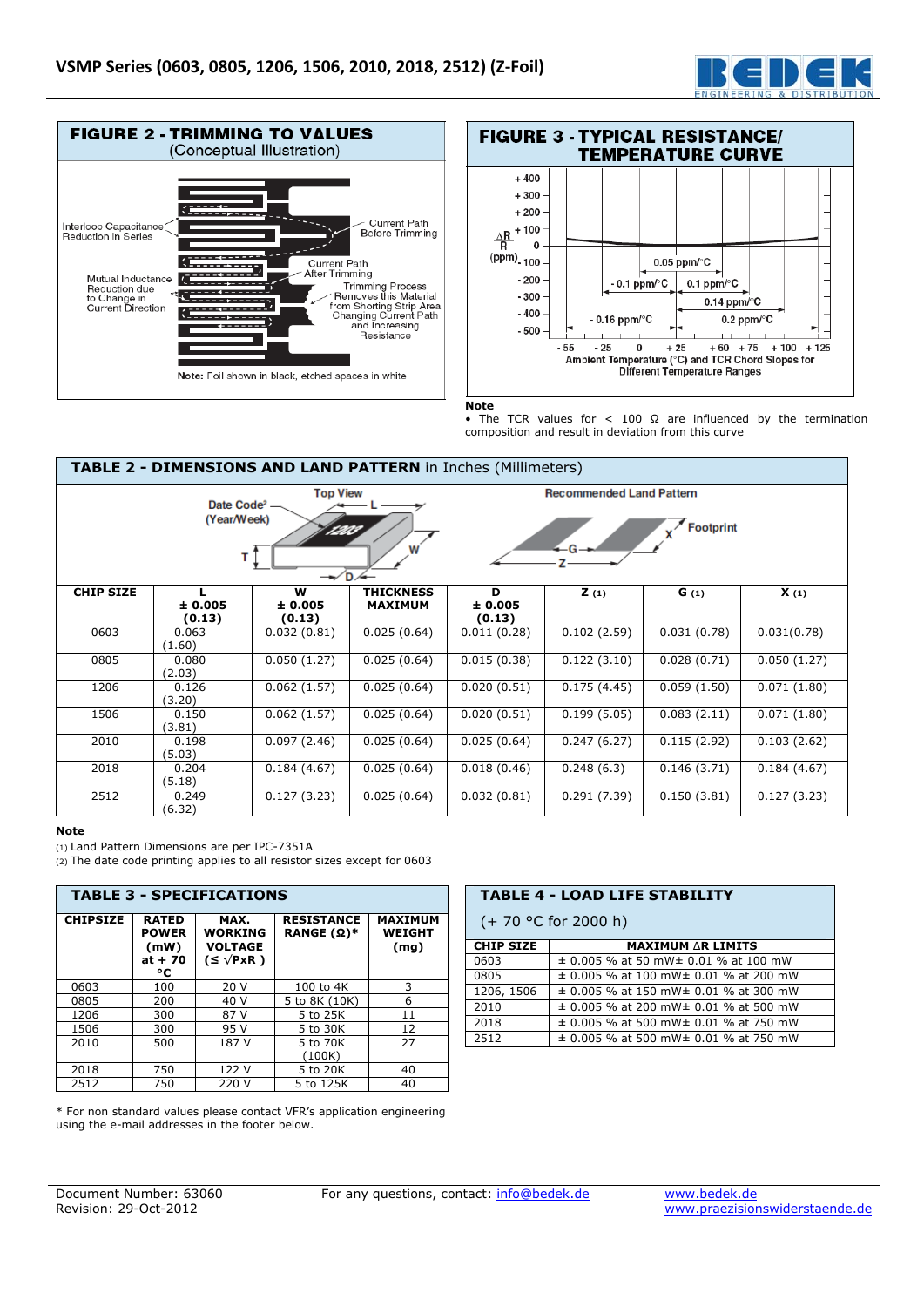## FIGURE 2 - TRIMMING TO VALUES
(Conceptual Illustration)

Interloop Capacitance Reduction in Series

Current Path Before Trimming

Current Path After Trimming

Mutual Inductance Reduction due to Change in Current Direction

Trimming Process Removes this Material from Shorting Strip Area Changing Current Path and Increasing Resistance

Note: Foil shown in black, etched spaces in white

## FIGURE 3 - TYPICAL RESISTANCE/ TEMPERATURE CURVE

$\frac{\Delta R}{R}$ (ppm)

0.05 ppm/°C; - 0.1 ppm/°C; 0.1 ppm/°C; 0.14 ppm/°C; - 0.16 ppm/°C; 0.2 ppm/°C

- 55, - 25, 0, + 25, + 60, + 75, + 100, + 125

Ambient Temperature (°C) and TCR Chord Slopes for Different Temperature Ranges

**Note**

- The TCR values for < 100 Ω are influenced by the termination composition and result in deviation from this curve

## TABLE 2 - DIMENSIONS AND LAND PATTERN in Inches (Millimeters)

Top View — Date Code[2] (Year/Week); Recommended Land Pattern — Footprint

| CHIP SIZE | L ± 0.005 (0.13) | W ± 0.005 (0.13) | THICKNESS MAXIMUM | D ± 0.005 (0.13) | Z (1) | G (1) | X (1) |
|---|---|---|---|---|---|---|---|
| 0603 | 0.063 (1.60) | 0.032 (0.81) | 0.025 (0.64) | 0.011 (0.28) | 0.102 (2.59) | 0.031 (0.78) | 0.031(0.78) |
| 0805 | 0.080 (2.03) | 0.050 (1.27) | 0.025 (0.64) | 0.015 (0.38) | 0.122 (3.10) | 0.028 (0.71) | 0.050 (1.27) |
| 1206 | 0.126 (3.20) | 0.062 (1.57) | 0.025 (0.64) | 0.020 (0.51) | 0.175 (4.45) | 0.059 (1.50) | 0.071 (1.80) |
| 1506 | 0.150 (3.81) | 0.062 (1.57) | 0.025 (0.64) | 0.020 (0.51) | 0.199 (5.05) | 0.083 (2.11) | 0.071 (1.80) |
| 2010 | 0.198 (5.03) | 0.097 (2.46) | 0.025 (0.64) | 0.025 (0.64) | 0.247 (6.27) | 0.115 (2.92) | 0.103 (2.62) |
| 2018 | 0.204 (5.18) | 0.184 (4.67) | 0.025 (0.64) | 0.018 (0.46) | 0.248 (6.3) | 0.146 (3.71) | 0.184 (4.67) |
| 2512 | 0.249 (6.32) | 0.127 (3.23) | 0.025 (0.64) | 0.032 (0.81) | 0.291 (7.39) | 0.150 (3.81) | 0.127 (3.23) |

**Note**

(1) Land Pattern Dimensions are per IPC-7351A
(2) The date code printing applies to all resistor sizes except for 0603

## TABLE 3 - SPECIFICATIONS

| CHIPSIZE | RATED POWER (mW) at + 70 °C | MAX. WORKING VOLTAGE (≤ √PxR ) | RESISTANCE RANGE (Ω)* | MAXIMUM WEIGHT (mg) |
|---|---|---|---|---|
| 0603 | 100 | 20 V | 100 to 4K | 3 |
| 0805 | 200 | 40 V | 5 to 8K (10K) | 6 |
| 1206 | 300 | 87 V | 5 to 25K | 11 |
| 1506 | 300 | 95 V | 5 to 30K | 12 |
| 2010 | 500 | 187 V | 5 to 70K (100K) | 27 |
| 2018 | 750 | 122 V | 5 to 20K | 40 |
| 2512 | 750 | 220 V | 5 to 125K | 40 |

\* For non standard values please contact VFR's application engineering using the e-mail addresses in the footer below.

## TABLE 4 - LOAD LIFE STABILITY

(+ 70 °C for 2000 h)

| CHIP SIZE | MAXIMUM ΔR LIMITS |
|---|---|
| 0603 | ± 0.005 % at 50 mW± 0.01 % at 100 mW |
| 0805 | ± 0.005 % at 100 mW± 0.01 % at 200 mW |
| 1206, 1506 | ± 0.005 % at 150 mW± 0.01 % at 300 mW |
| 2010 | ± 0.005 % at 200 mW± 0.01 % at 500 mW |
| 2018 | ± 0.005 % at 500 mW± 0.01 % at 750 mW |
| 2512 | ± 0.005 % at 500 mW± 0.01 % at 750 mW |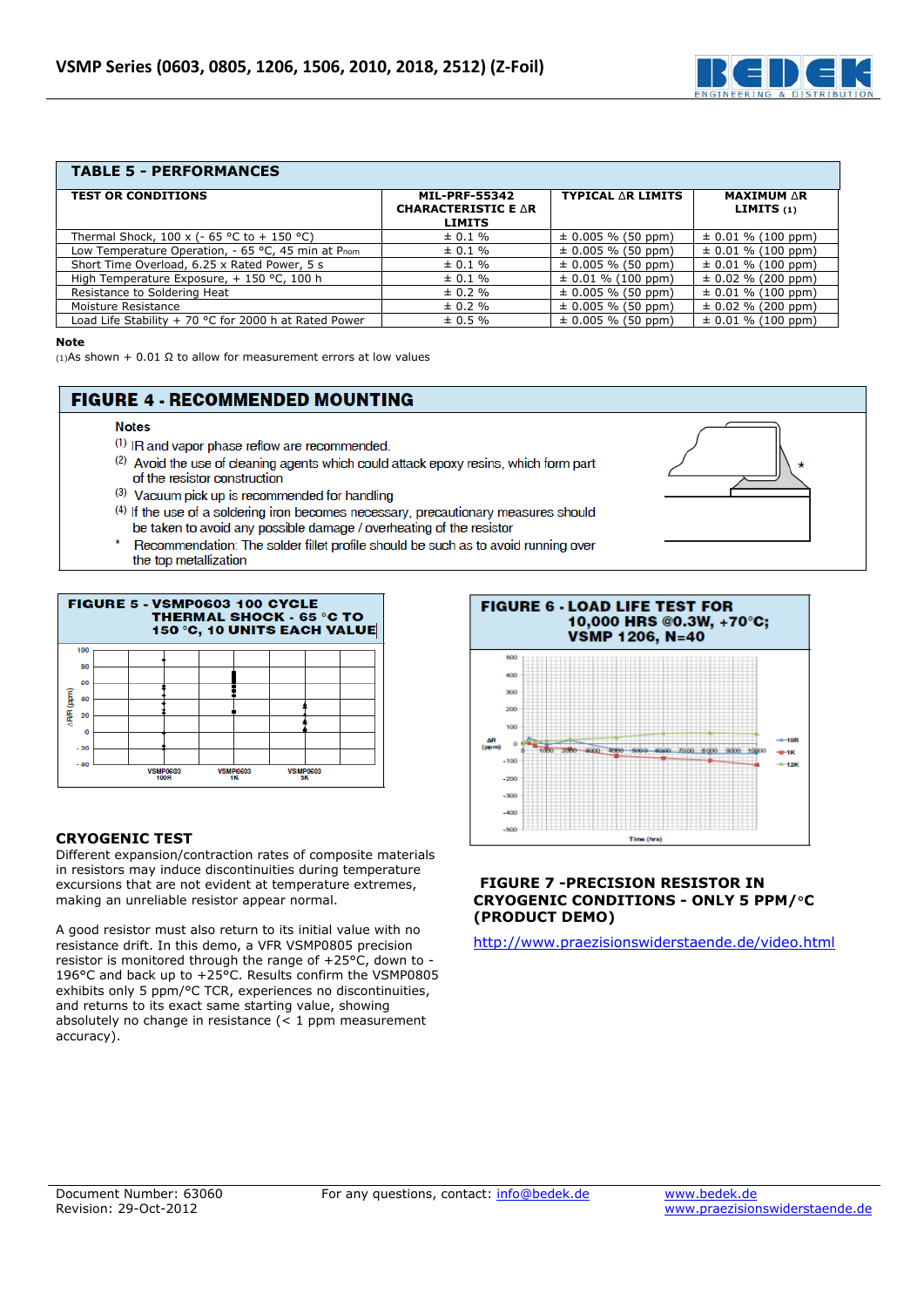## TABLE 5 - PERFORMANCES

| TEST OR CONDITIONS | MIL-PRF-55342 CHARACTERISTIC E ΔR LIMITS | TYPICAL ΔR LIMITS | MAXIMUM ΔR LIMITS (1) |
|---|---|---|---|
| Thermal Shock, 100 x (- 65 °C to + 150 °C) | ± 0.1 % | ± 0.005 % (50 ppm) | ± 0.01 % (100 ppm) |
| Low Temperature Operation, - 65 °C, 45 min at $P_{nom}$ | ± 0.1 % | ± 0.005 % (50 ppm) | ± 0.01 % (100 ppm) |
| Short Time Overload, 6.25 x Rated Power, 5 s | ± 0.1 % | ± 0.005 % (50 ppm) | ± 0.01 % (100 ppm) |
| High Temperature Exposure, + 150 °C, 100 h | ± 0.1 % | ± 0.01 % (100 ppm) | ± 0.02 % (200 ppm) |
| Resistance to Soldering Heat | ± 0.2 % | ± 0.005 % (50 ppm) | ± 0.01 % (100 ppm) |
| Moisture Resistance | ± 0.2 % | ± 0.005 % (50 ppm) | ± 0.02 % (200 ppm) |
| Load Life Stability + 70 °C for 2000 h at Rated Power | ± 0.5 % | ± 0.005 % (50 ppm) | ± 0.01 % (100 ppm) |

**Note**

(1) As shown + 0.01 Ω to allow for measurement errors at low values

## FIGURE 4 - RECOMMENDED MOUNTING

**Notes**

(1) IR and vapor phase reflow are recommended.

(2) Avoid the use of cleaning agents which could attack epoxy resins, which form part of the resistor construction

(3) Vacuum pick up is recommended for handling

(4) If the use of a soldering iron becomes necessary, precautionary measures should be taken to avoid any possible damage / overheating of the resistor

\* Recommendation: The solder fillet profile should be such as to avoid running over the top metallization

## FIGURE 5 - VSMP0603 100 CYCLE THERMAL SHOCK - 65 °C TO 150 °C, 10 UNITS EACH VALUE

## FIGURE 6 - LOAD LIFE TEST FOR 10,000 HRS @0.3W, +70°C; VSMP 1206, N=40

## CRYOGENIC TEST

Different expansion/contraction rates of composite materials in resistors may induce discontinuities during temperature excursions that are not evident at temperature extremes, making an unreliable resistor appear normal.

A good resistor must also return to its initial value with no resistance drift. In this demo, a VFR VSMP0805 precision resistor is monitored through the range of +25°C, down to -196°C and back up to +25°C. Results confirm the VSMP0805 exhibits only 5 ppm/°C TCR, experiences no discontinuities, and returns to its exact same starting value, showing absolutely no change in resistance (< 1 ppm measurement accuracy).

## FIGURE 7 -PRECISION RESISTOR IN CRYOGENIC CONDITIONS - ONLY 5 PPM/°C (PRODUCT DEMO)

http://www.praezisionswiderstaende.de/video.html

Document Number: 63060
Revision: 29-Oct-2012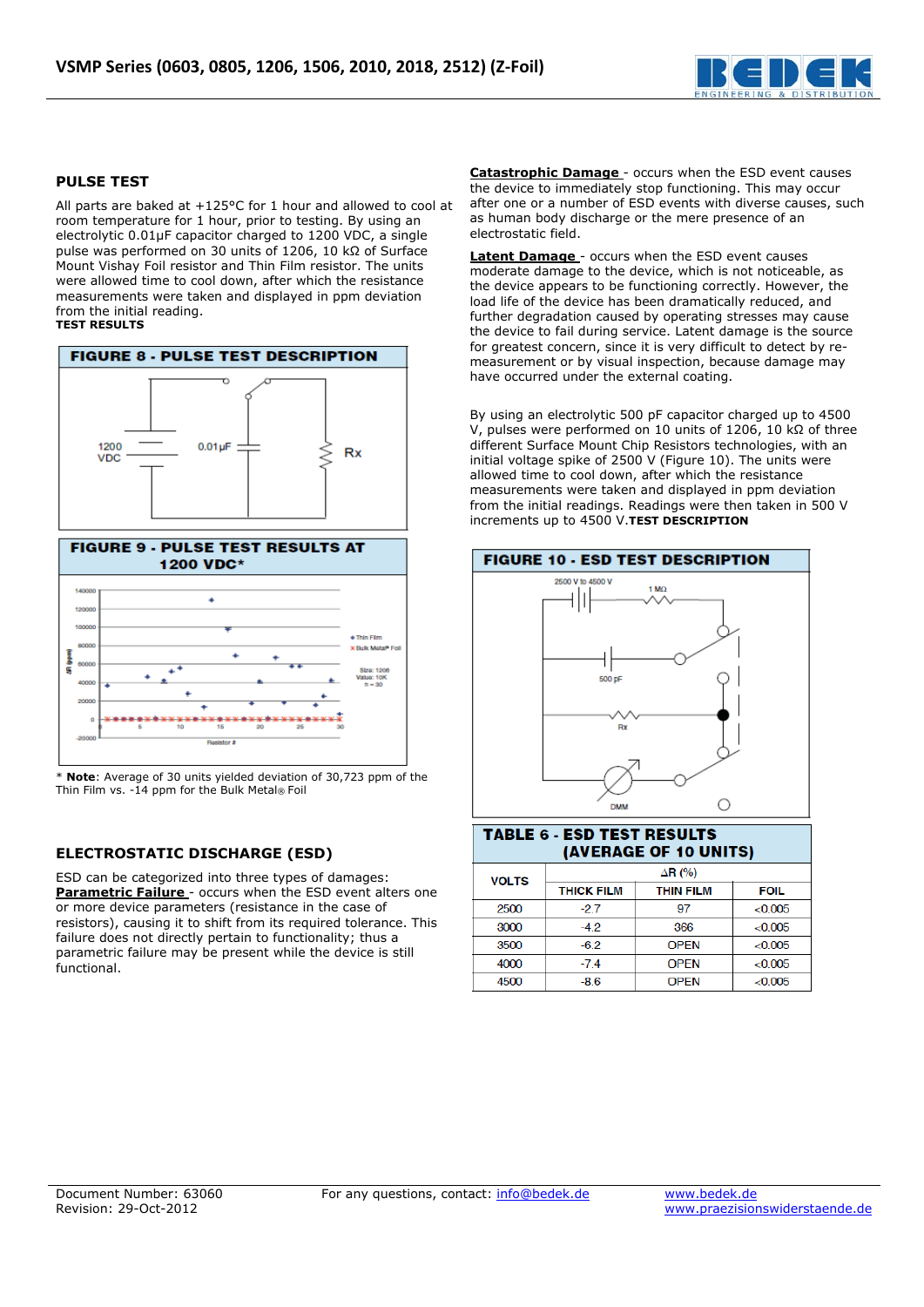## PULSE TEST

All parts are baked at +125°C for 1 hour and allowed to cool at room temperature for 1 hour, prior to testing. By using an electrolytic 0.01µF capacitor charged to 1200 VDC, a single pulse was performed on 30 units of 1206, 10 kΩ of Surface Mount Vishay Foil resistor and Thin Film resistor. The units were allowed time to cool down, after which the resistance measurements were taken and displayed in ppm deviation from the initial reading.

**TEST RESULTS**

**FIGURE 8 - PULSE TEST DESCRIPTION**

1200 VDC    0.01µF    Rx

**FIGURE 9 - PULSE TEST RESULTS AT 1200 VDC***

\* **Note**: Average of 30 units yielded deviation of 30,723 ppm of the Thin Film vs. -14 ppm for the Bulk Metal® Foil

## ELECTROSTATIC DISCHARGE (ESD)

ESD can be categorized into three types of damages:

**Parametric Failure** - occurs when the ESD event alters one or more device parameters (resistance in the case of resistors), causing it to shift from its required tolerance. This failure does not directly pertain to functionality; thus a parametric failure may be present while the device is still functional.

**Catastrophic Damage** - occurs when the ESD event causes the device to immediately stop functioning. This may occur after one or a number of ESD events with diverse causes, such as human body discharge or the mere presence of an electrostatic field.

**Latent Damage** - occurs when the ESD event causes moderate damage to the device, which is not noticeable, as the device appears to be functioning correctly. However, the load life of the device has been dramatically reduced, and further degradation caused by operating stresses may cause the device to fail during service. Latent damage is the source for greatest concern, since it is very difficult to detect by re-measurement or by visual inspection, because damage may have occurred under the external coating.

By using an electrolytic 500 pF capacitor charged up to 4500 V, pulses were performed on 10 units of 1206, 10 kΩ of three different Surface Mount Chip Resistors technologies, with an initial voltage spike of 2500 V (Figure 10). The units were allowed time to cool down, after which the resistance measurements were taken and displayed in ppm deviation from the initial readings. Readings were then taken in 500 V increments up to 4500 V. **TEST DESCRIPTION**

**FIGURE 10 - ESD TEST DESCRIPTION**

**TABLE 6 - ESD TEST RESULTS (AVERAGE OF 10 UNITS)**

| VOLTS | ΔR (%) | | |
|---|---|---|---|
| | THICK FILM | THIN FILM | FOIL |
| 2500 | -2.7 | 97 | <0.005 |
| 3000 | -4.2 | 366 | <0.005 |
| 3500 | -6.2 | OPEN | <0.005 |
| 4000 | -7.4 | OPEN | <0.005 |
| 4500 | -8.6 | OPEN | <0.005 |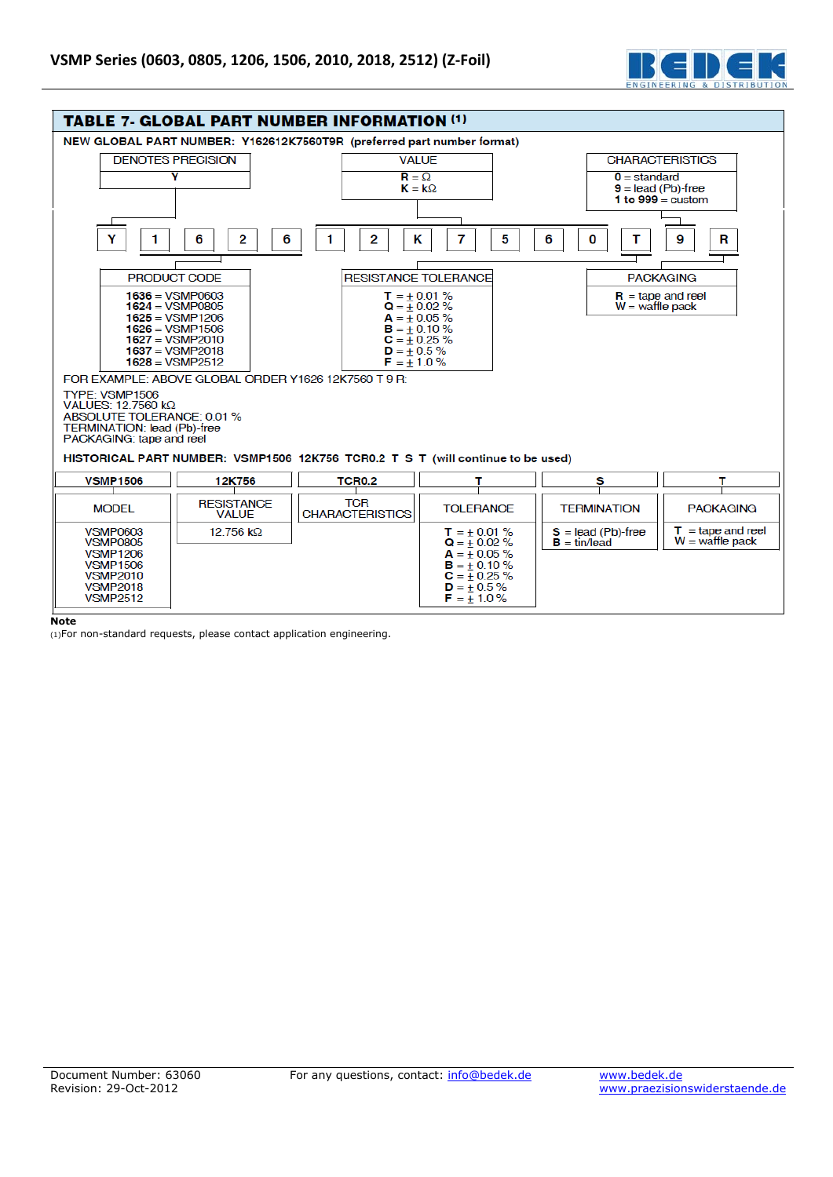## TABLE 7- GLOBAL PART NUMBER INFORMATION [(1)]

**NEW GLOBAL PART NUMBER: Y162612K7560T9R (preferred part number format)**

**DENOTES PRECISION**

- **Y**

**VALUE**

- **R** = Ω
- **K** = kΩ

**CHARACTERISTICS**

- **0** = standard
- **9** = lead (Pb)-free
- **1 to 999** = custom

| Y | 1 | 6 | 2 | 6 | 1 | 2 | K | 7 | 5 | 6 | 0 | T | 9 | R |
|---|---|---|---|---|---|---|---|---|---|---|---|---|---|---|

**PRODUCT CODE**

- **1636** = VSMP0603
- **1624** = VSMP0805
- **1625** = VSMP1206
- **1626** = VSMP1506
- **1627** = VSMP2010
- **1637** = VSMP2018
- **1628** = VSMP2512

**RESISTANCE TOLERANCE**

- **T** = ± 0.01 %
- **Q** = ± 0.02 %
- **A** = ± 0.05 %
- **B** = ± 0.10 %
- **C** = ± 0.25 %
- **D** = ± 0.5 %
- **F** = ± 1.0 %

**PACKAGING**

- **R** = tape and reel
- W = waffle pack

FOR EXAMPLE: ABOVE GLOBAL ORDER Y1626 12K7560 T 9 R:

TYPE: VSMP1506
VALUES: 12.7560 kΩ
ABSOLUTE TOLERANCE: 0.01 %
TERMINATION: lead (Pb)-free
PACKAGING: tape and reel

**HISTORICAL PART NUMBER: VSMP1506 12K756 TCR0.2 T S T (will continue to be used)**

| VSMP1506 | 12K756 | TCR0.2 | T | S | T |
|---|---|---|---|---|---|
| MODEL | RESISTANCE VALUE | TCR CHARACTERISTICS | TOLERANCE | TERMINATION | PACKAGING |
| VSMP0603<br>VSMP0805<br>VSMP1206<br>VSMP1506<br>VSMP2010<br>VSMP2018<br>VSMP2512 | 12.756 kΩ | | **T** = ± 0.01 %<br>**Q** = ± 0.02 %<br>**A** = ± 0.05 %<br>**B** = ± 0.10 %<br>**C** = ± 0.25 %<br>**D** = ± 0.5 %<br>**F** = ± 1.0 % | **S** = lead (Pb)-free<br>**B** = tin/lead | **T** = tape and reel<br>W = waffle pack |

**Note**

(1) For non-standard requests, please contact application engineering.